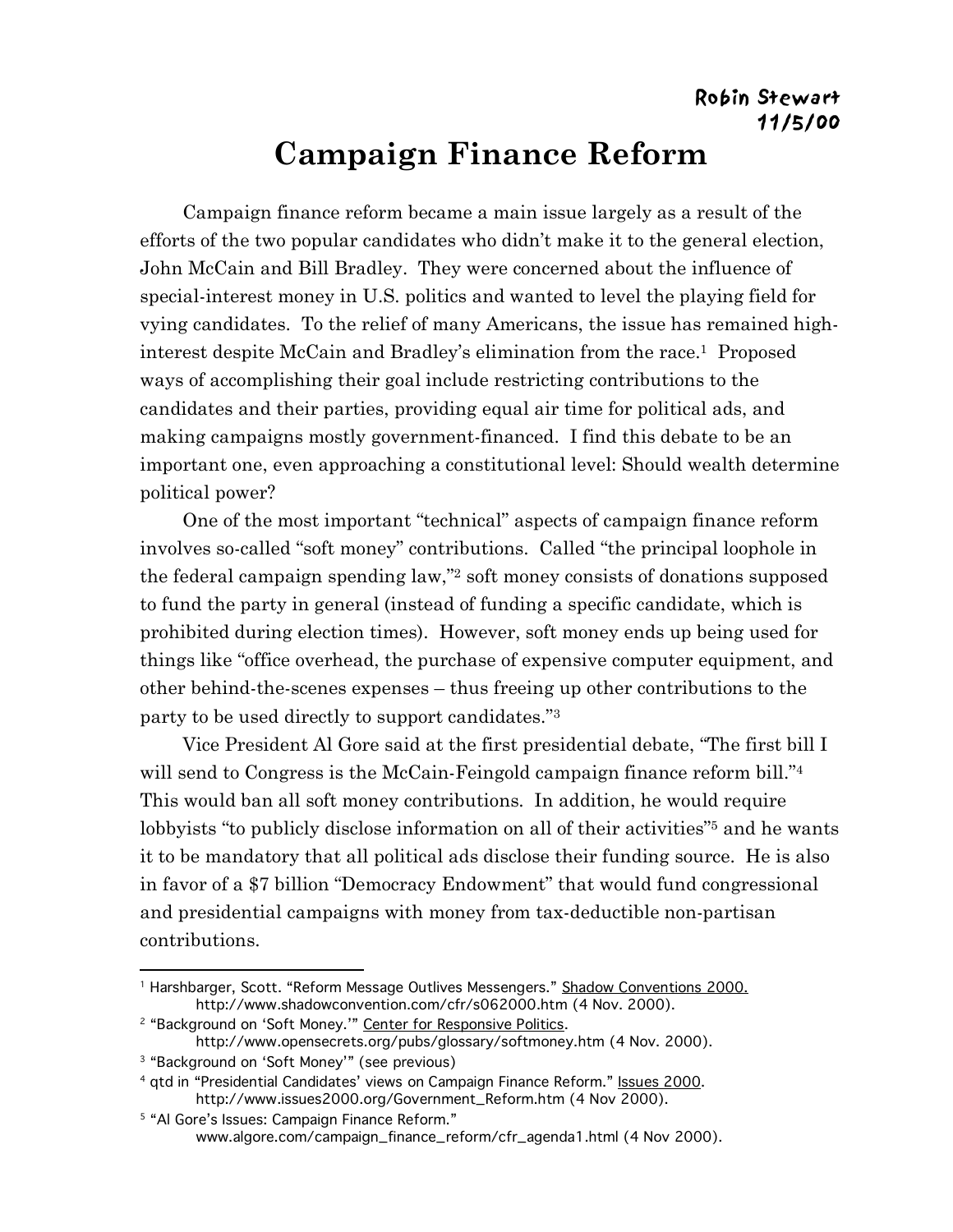**Robin Stewart**
**11/5/00**

# Campaign Finance Reform

Campaign finance reform became a main issue largely as a result of the efforts of the two popular candidates who didn't make it to the general election, John McCain and Bill Bradley. They were concerned about the influence of special-interest money in U.S. politics and wanted to level the playing field for vying candidates. To the relief of many Americans, the issue has remained high-interest despite McCain and Bradley's elimination from the race.[1] Proposed ways of accomplishing their goal include restricting contributions to the candidates and their parties, providing equal air time for political ads, and making campaigns mostly government-financed. I find this debate to be an important one, even approaching a constitutional level: Should wealth determine political power?

One of the most important "technical" aspects of campaign finance reform involves so-called "soft money" contributions. Called "the principal loophole in the federal campaign spending law,"[2] soft money consists of donations supposed to fund the party in general (instead of funding a specific candidate, which is prohibited during election times). However, soft money ends up being used for things like "office overhead, the purchase of expensive computer equipment, and other behind-the-scenes expenses – thus freeing up other contributions to the party to be used directly to support candidates."[3]

Vice President Al Gore said at the first presidential debate, "The first bill I will send to Congress is the McCain-Feingold campaign finance reform bill."[4] This would ban all soft money contributions. In addition, he would require lobbyists "to publicly disclose information on all of their activities"[5] and he wants it to be mandatory that all political ads disclose their funding source. He is also in favor of a $7 billion "Democracy Endowment" that would fund congressional and presidential campaigns with money from tax-deductible non-partisan contributions.

---

[1] Harshbarger, Scott. "Reform Message Outlives Messengers." <u>Shadow Conventions 2000.</u> http://www.shadowconvention.com/cfr/s062000.htm (4 Nov. 2000).

[2] "Background on 'Soft Money.'" <u>Center for Responsive Politics</u>. http://www.opensecrets.org/pubs/glossary/softmoney.htm (4 Nov. 2000).

[3] "Background on 'Soft Money'" (see previous)

[4] qtd in "Presidential Candidates' views on Campaign Finance Reform." <u>Issues 2000</u>. http://www.issues2000.org/Government_Reform.htm (4 Nov 2000).

[5] "Al Gore's Issues: Campaign Finance Reform." www.algore.com/campaign_finance_reform/cfr_agenda1.html (4 Nov 2000).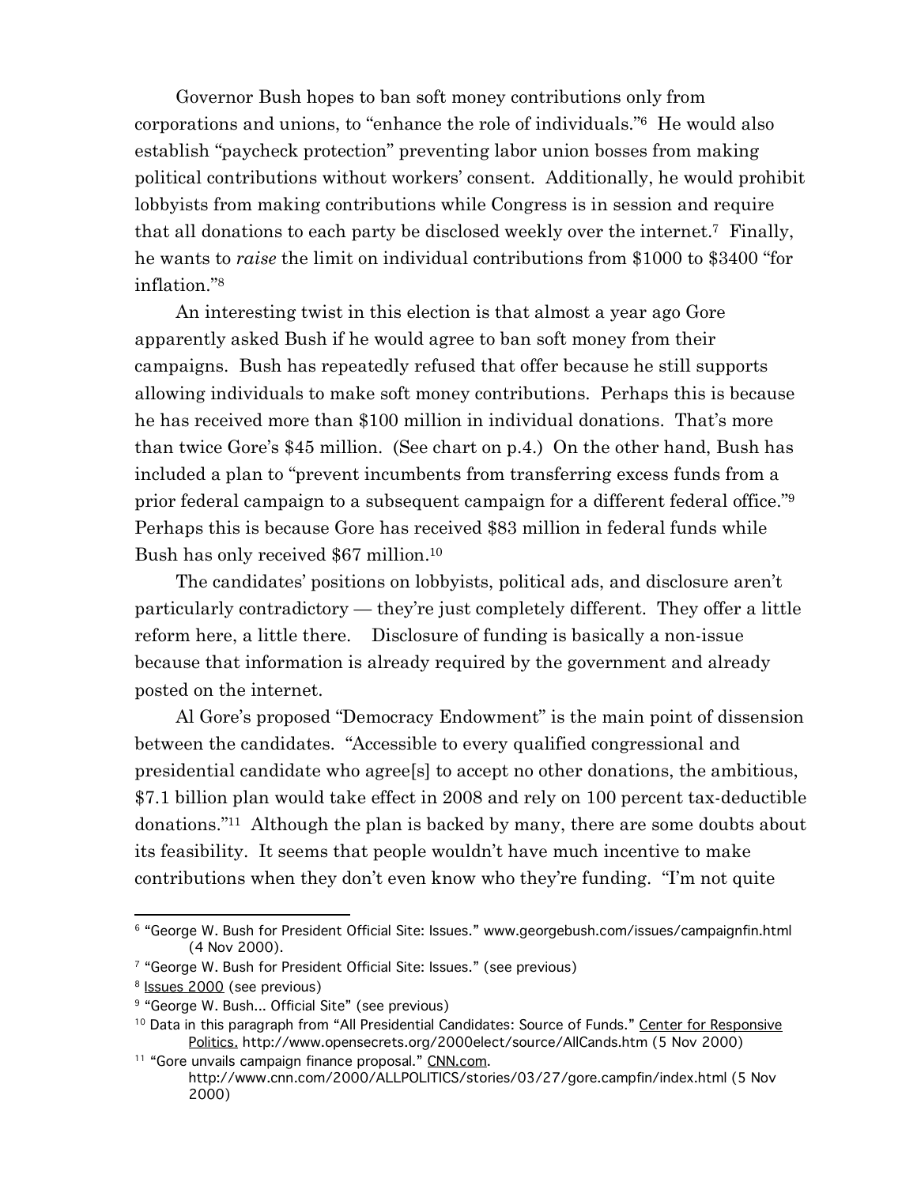Governor Bush hopes to ban soft money contributions only from corporations and unions, to "enhance the role of individuals."[6] He would also establish "paycheck protection" preventing labor union bosses from making political contributions without workers' consent. Additionally, he would prohibit lobbyists from making contributions while Congress is in session and require that all donations to each party be disclosed weekly over the internet.[7] Finally, he wants to *raise* the limit on individual contributions from $1000 to $3400 "for inflation."[8]

An interesting twist in this election is that almost a year ago Gore apparently asked Bush if he would agree to ban soft money from their campaigns. Bush has repeatedly refused that offer because he still supports allowing individuals to make soft money contributions. Perhaps this is because he has received more than $100 million in individual donations. That's more than twice Gore's $45 million. (See chart on p.4.) On the other hand, Bush has included a plan to "prevent incumbents from transferring excess funds from a prior federal campaign to a subsequent campaign for a different federal office."[9] Perhaps this is because Gore has received $83 million in federal funds while Bush has only received $67 million.[10]

The candidates' positions on lobbyists, political ads, and disclosure aren't particularly contradictory — they're just completely different. They offer a little reform here, a little there. Disclosure of funding is basically a non-issue because that information is already required by the government and already posted on the internet.

Al Gore's proposed "Democracy Endowment" is the main point of dissension between the candidates. "Accessible to every qualified congressional and presidential candidate who agree[s] to accept no other donations, the ambitious, $7.1 billion plan would take effect in 2008 and rely on 100 percent tax-deductible donations."[11] Although the plan is backed by many, there are some doubts about its feasibility. It seems that people wouldn't have much incentive to make contributions when they don't even know who they're funding. "I'm not quite

---

[6] "George W. Bush for President Official Site: Issues." www.georgebush.com/issues/campaignfin.html (4 Nov 2000).

[7] "George W. Bush for President Official Site: Issues." (see previous)

[8] Issues 2000 (see previous)

[9] "George W. Bush... Official Site" (see previous)

[10] Data in this paragraph from "All Presidential Candidates: Source of Funds." Center for Responsive Politics. http://www.opensecrets.org/2000elect/source/AllCands.htm (5 Nov 2000)

[11] "Gore unvails campaign finance proposal." CNN.com. http://www.cnn.com/2000/ALLPOLITICS/stories/03/27/gore.campfin/index.html (5 Nov 2000)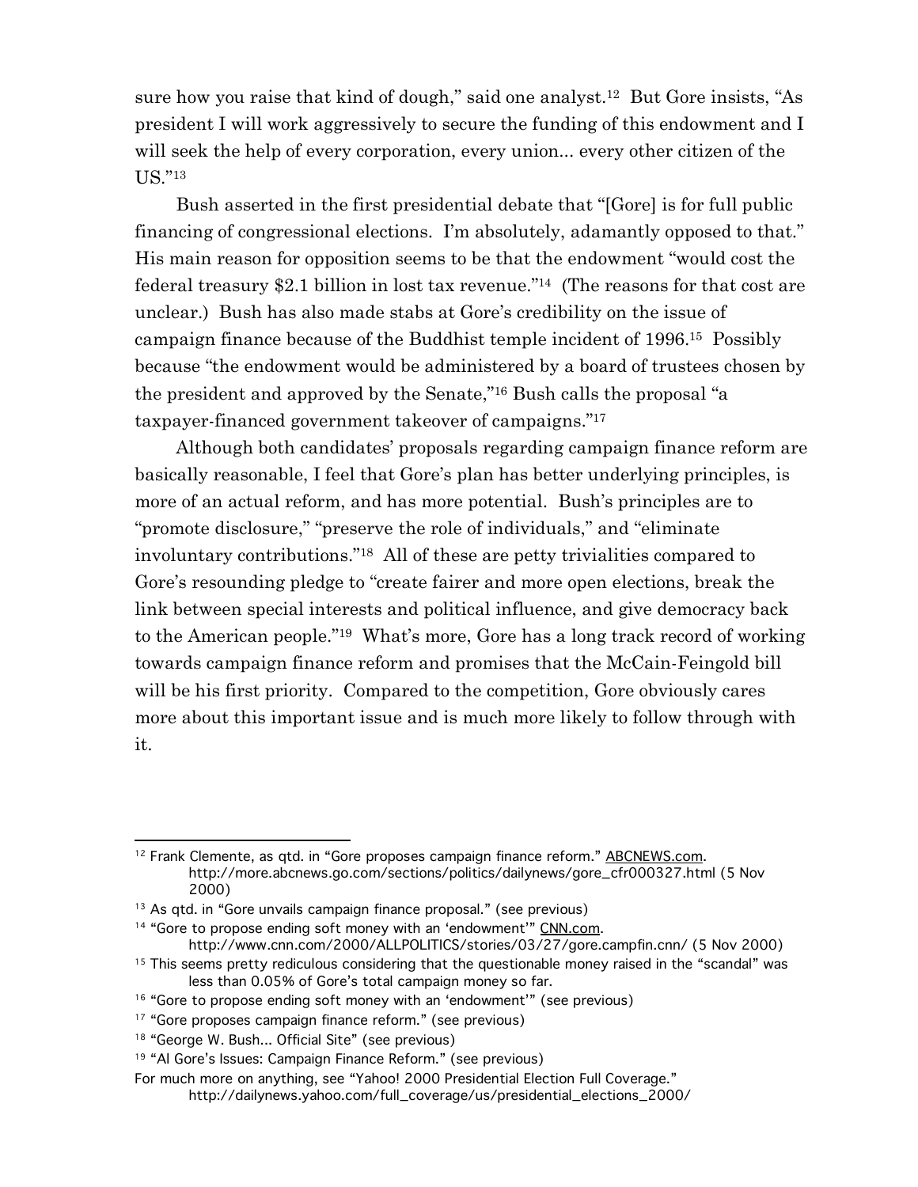sure how you raise that kind of dough," said one analyst.[12] But Gore insists, "As president I will work aggressively to secure the funding of this endowment and I will seek the help of every corporation, every union... every other citizen of the US."[13]

Bush asserted in the first presidential debate that "[Gore] is for full public financing of congressional elections. I'm absolutely, adamantly opposed to that." His main reason for opposition seems to be that the endowment "would cost the federal treasury $2.1 billion in lost tax revenue."[14] (The reasons for that cost are unclear.) Bush has also made stabs at Gore's credibility on the issue of campaign finance because of the Buddhist temple incident of 1996.[15] Possibly because "the endowment would be administered by a board of trustees chosen by the president and approved by the Senate,"[16] Bush calls the proposal "a taxpayer-financed government takeover of campaigns."[17]

Although both candidates' proposals regarding campaign finance reform are basically reasonable, I feel that Gore's plan has better underlying principles, is more of an actual reform, and has more potential. Bush's principles are to "promote disclosure," "preserve the role of individuals," and "eliminate involuntary contributions."[18] All of these are petty trivialities compared to Gore's resounding pledge to "create fairer and more open elections, break the link between special interests and political influence, and give democracy back to the American people."[19] What's more, Gore has a long track record of working towards campaign finance reform and promises that the McCain-Feingold bill will be his first priority. Compared to the competition, Gore obviously cares more about this important issue and is much more likely to follow through with it.

---

[12] Frank Clemente, as qtd. in "Gore proposes campaign finance reform." ABCNEWS.com. http://more.abcnews.go.com/sections/politics/dailynews/gore_cfr000327.html (5 Nov 2000)

[13] As qtd. in "Gore unvails campaign finance proposal." (see previous)

[14] "Gore to propose ending soft money with an 'endowment'" CNN.com. http://www.cnn.com/2000/ALLPOLITICS/stories/03/27/gore.campfin.cnn/ (5 Nov 2000)

[15] This seems pretty rediculous considering that the questionable money raised in the "scandal" was less than 0.05% of Gore's total campaign money so far.

[16] "Gore to propose ending soft money with an 'endowment'" (see previous)

[17] "Gore proposes campaign finance reform." (see previous)

[18] "George W. Bush... Official Site" (see previous)

[19] "Al Gore's Issues: Campaign Finance Reform." (see previous)

For much more on anything, see "Yahoo! 2000 Presidential Election Full Coverage." http://dailynews.yahoo.com/full_coverage/us/presidential_elections_2000/